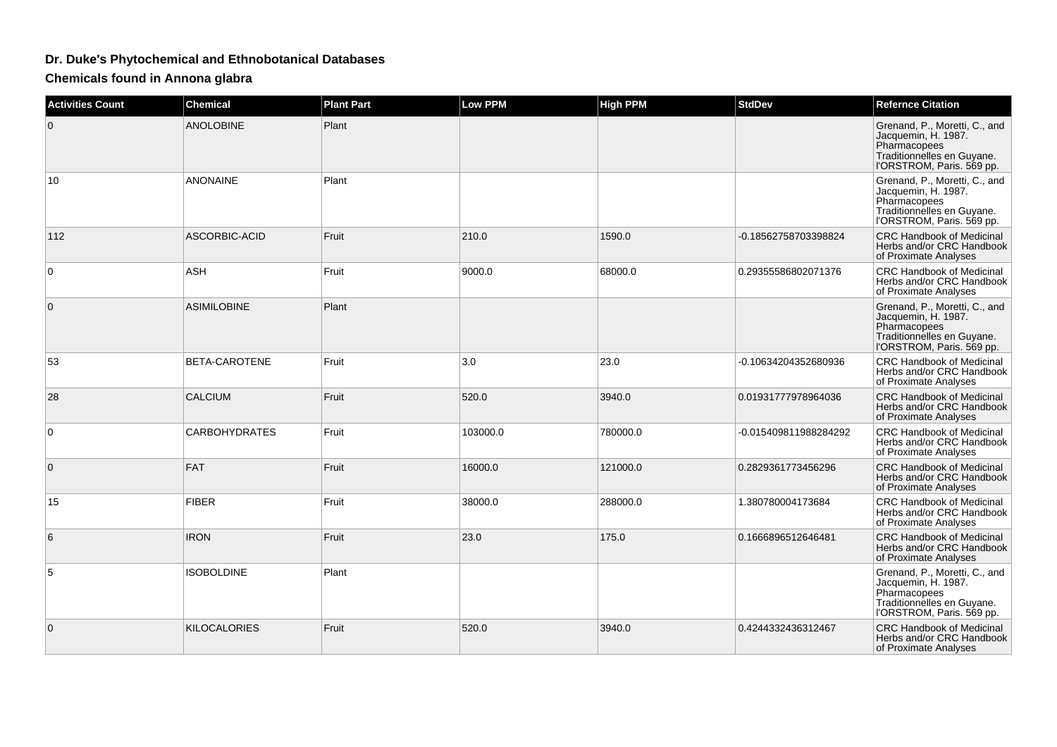# Dr. Duke's Phytochemical and Ethnobotanical Databases

## Chemicals found in Annona glabra

| Activities Count | Chemical | Plant Part | Low PPM | High PPM | StdDev | Refernce Citation |
|---|---|---|---|---|---|---|
| 0 | ANOLOBINE | Plant | | | | Grenand, P., Moretti, C., and Jacquemin, H. 1987. Pharmacopees Traditionnelles en Guyane. l'ORSTROM, Paris. 569 pp. |
| 10 | ANONAINE | Plant | | | | Grenand, P., Moretti, C., and Jacquemin, H. 1987. Pharmacopees Traditionnelles en Guyane. l'ORSTROM, Paris. 569 pp. |
| 112 | ASCORBIC-ACID | Fruit | 210.0 | 1590.0 | -0.18562758703398824 | CRC Handbook of Medicinal Herbs and/or CRC Handbook of Proximate Analyses |
| 0 | ASH | Fruit | 9000.0 | 68000.0 | 0.29355586802071376 | CRC Handbook of Medicinal Herbs and/or CRC Handbook of Proximate Analyses |
| 0 | ASIMILOBINE | Plant | | | | Grenand, P., Moretti, C., and Jacquemin, H. 1987. Pharmacopees Traditionnelles en Guyane. l'ORSTROM, Paris. 569 pp. |
| 53 | BETA-CAROTENE | Fruit | 3.0 | 23.0 | -0.10634204352680936 | CRC Handbook of Medicinal Herbs and/or CRC Handbook of Proximate Analyses |
| 28 | CALCIUM | Fruit | 520.0 | 3940.0 | 0.01931777978964036 | CRC Handbook of Medicinal Herbs and/or CRC Handbook of Proximate Analyses |
| 0 | CARBOHYDRATES | Fruit | 103000.0 | 780000.0 | -0.015409811988284292 | CRC Handbook of Medicinal Herbs and/or CRC Handbook of Proximate Analyses |
| 0 | FAT | Fruit | 16000.0 | 121000.0 | 0.2829361773456296 | CRC Handbook of Medicinal Herbs and/or CRC Handbook of Proximate Analyses |
| 15 | FIBER | Fruit | 38000.0 | 288000.0 | 1.380780004173684 | CRC Handbook of Medicinal Herbs and/or CRC Handbook of Proximate Analyses |
| 6 | IRON | Fruit | 23.0 | 175.0 | 0.1666896512646481 | CRC Handbook of Medicinal Herbs and/or CRC Handbook of Proximate Analyses |
| 5 | ISOBOLDINE | Plant | | | | Grenand, P., Moretti, C., and Jacquemin, H. 1987. Pharmacopees Traditionnelles en Guyane. l'ORSTROM, Paris. 569 pp. |
| 0 | KILOCALORIES | Fruit | 520.0 | 3940.0 | 0.4244332436312467 | CRC Handbook of Medicinal Herbs and/or CRC Handbook of Proximate Analyses |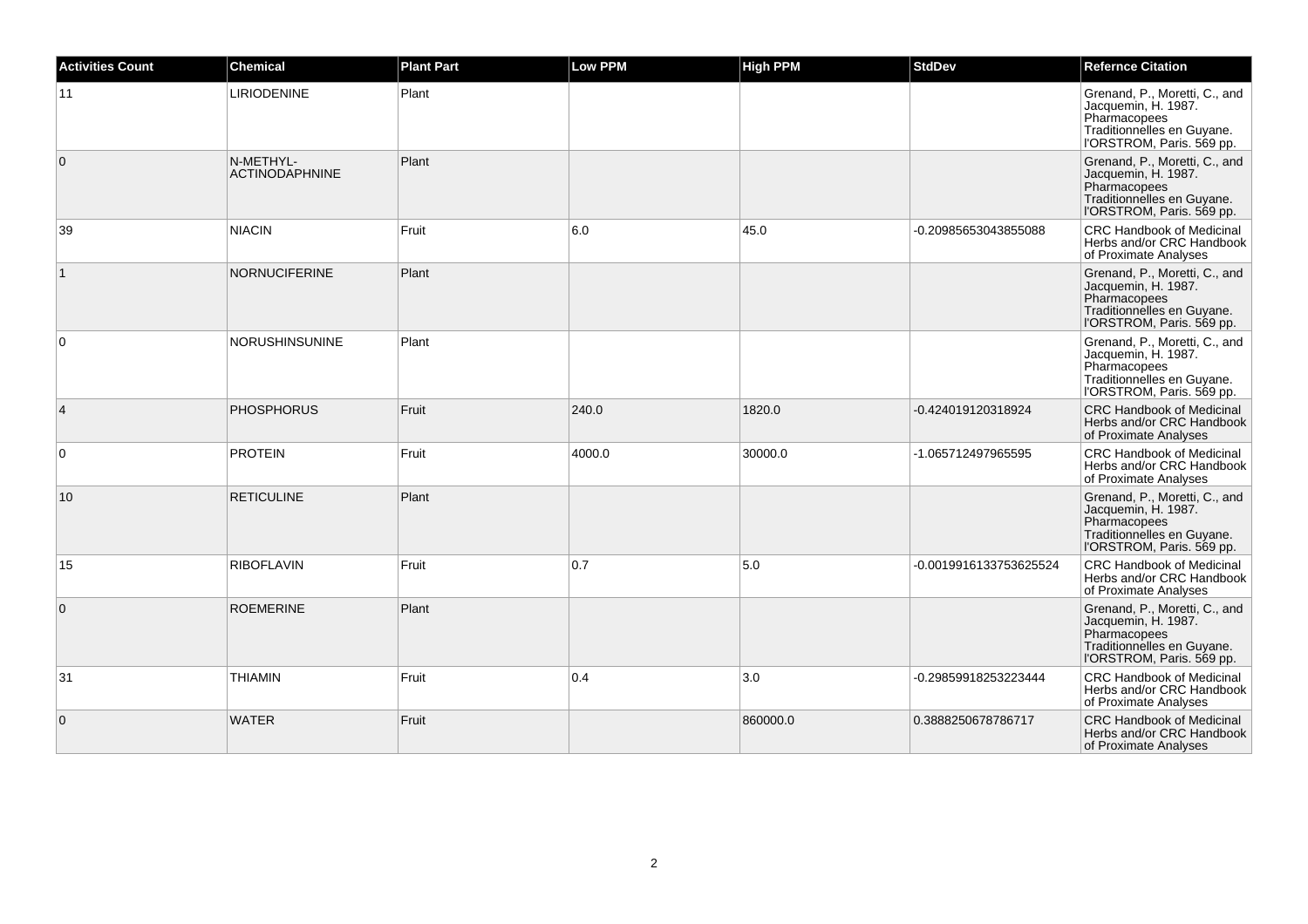| Activities Count | Chemical | Plant Part | Low PPM | High PPM | StdDev | Refernce Citation |
|---|---|---|---|---|---|---|
| 11 | LIRIODENINE | Plant | | | | Grenand, P., Moretti, C., and Jacquemin, H. 1987. Pharmacopees Traditionnelles en Guyane. l'ORSTROM, Paris. 569 pp. |
| 0 | N-METHYL-ACTINODAPHNINE | Plant | | | | Grenand, P., Moretti, C., and Jacquemin, H. 1987. Pharmacopees Traditionnelles en Guyane. l'ORSTROM, Paris. 569 pp. |
| 39 | NIACIN | Fruit | 6.0 | 45.0 | -0.20985653043855088 | CRC Handbook of Medicinal Herbs and/or CRC Handbook of Proximate Analyses |
| 1 | NORNUCIFERINE | Plant | | | | Grenand, P., Moretti, C., and Jacquemin, H. 1987. Pharmacopees Traditionnelles en Guyane. l'ORSTROM, Paris. 569 pp. |
| 0 | NORUSHINSUNINE | Plant | | | | Grenand, P., Moretti, C., and Jacquemin, H. 1987. Pharmacopees Traditionnelles en Guyane. l'ORSTROM, Paris. 569 pp. |
| 4 | PHOSPHORUS | Fruit | 240.0 | 1820.0 | -0.424019120318924 | CRC Handbook of Medicinal Herbs and/or CRC Handbook of Proximate Analyses |
| 0 | PROTEIN | Fruit | 4000.0 | 30000.0 | -1.065712497965595 | CRC Handbook of Medicinal Herbs and/or CRC Handbook of Proximate Analyses |
| 10 | RETICULINE | Plant | | | | Grenand, P., Moretti, C., and Jacquemin, H. 1987. Pharmacopees Traditionnelles en Guyane. l'ORSTROM, Paris. 569 pp. |
| 15 | RIBOFLAVIN | Fruit | 0.7 | 5.0 | -0.0019916133753625524 | CRC Handbook of Medicinal Herbs and/or CRC Handbook of Proximate Analyses |
| 0 | ROEMERINE | Plant | | | | Grenand, P., Moretti, C., and Jacquemin, H. 1987. Pharmacopees Traditionnelles en Guyane. l'ORSTROM, Paris. 569 pp. |
| 31 | THIAMIN | Fruit | 0.4 | 3.0 | -0.29859918253223444 | CRC Handbook of Medicinal Herbs and/or CRC Handbook of Proximate Analyses |
| 0 | WATER | Fruit | | 860000.0 | 0.3888250678786717 | CRC Handbook of Medicinal Herbs and/or CRC Handbook of Proximate Analyses |